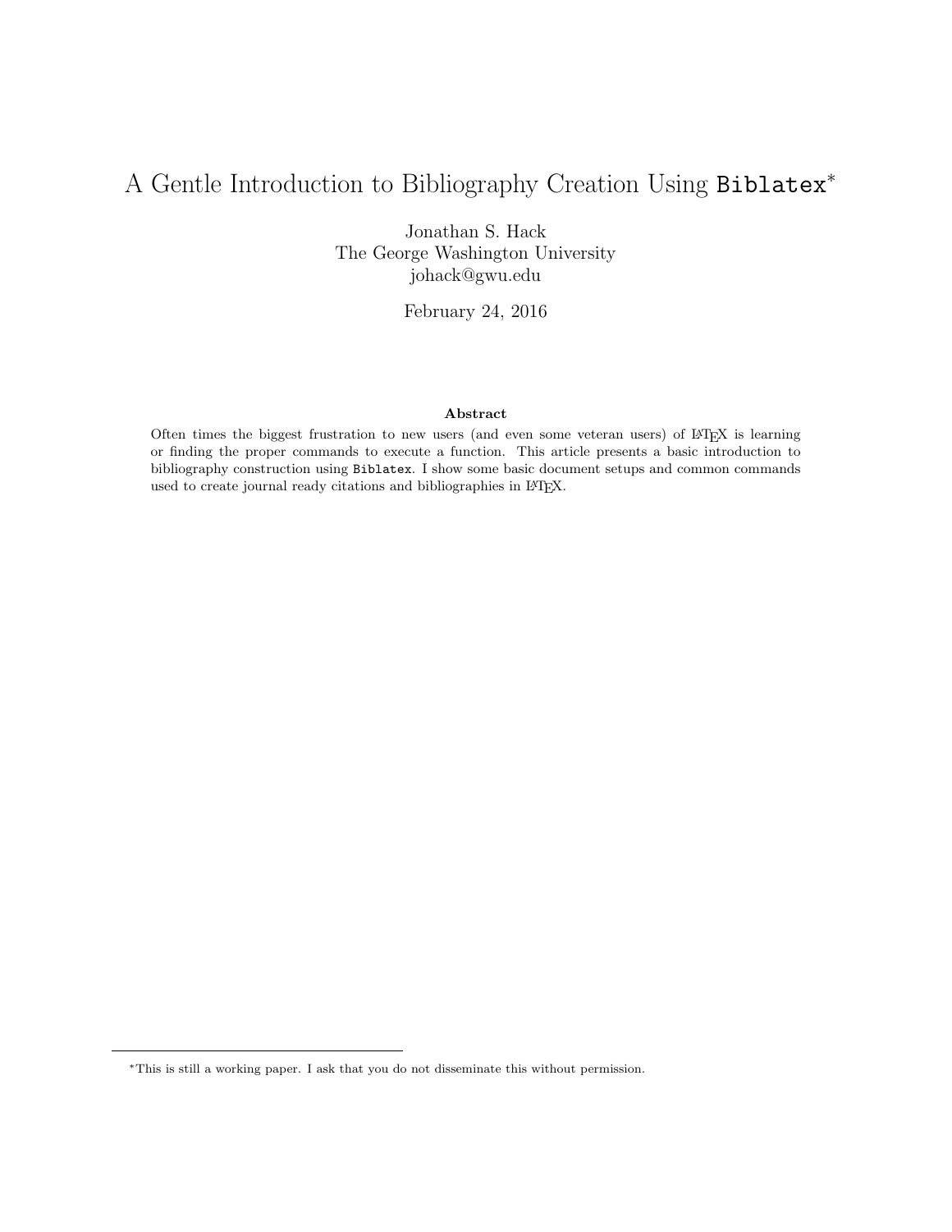# A Gentle Introduction to Bibliography Creation Using `Biblatex`*

Jonathan S. Hack
The George Washington University
johack@gwu.edu

February 24, 2016

**Abstract**

Often times the biggest frustration to new users (and even some veteran users) of LaTeX is learning or finding the proper commands to execute a function. This article presents a basic introduction to bibliography construction using `Biblatex`. I show some basic document setups and common commands used to create journal ready citations and bibliographies in LaTeX.

*This is still a working paper. I ask that you do not disseminate this without permission.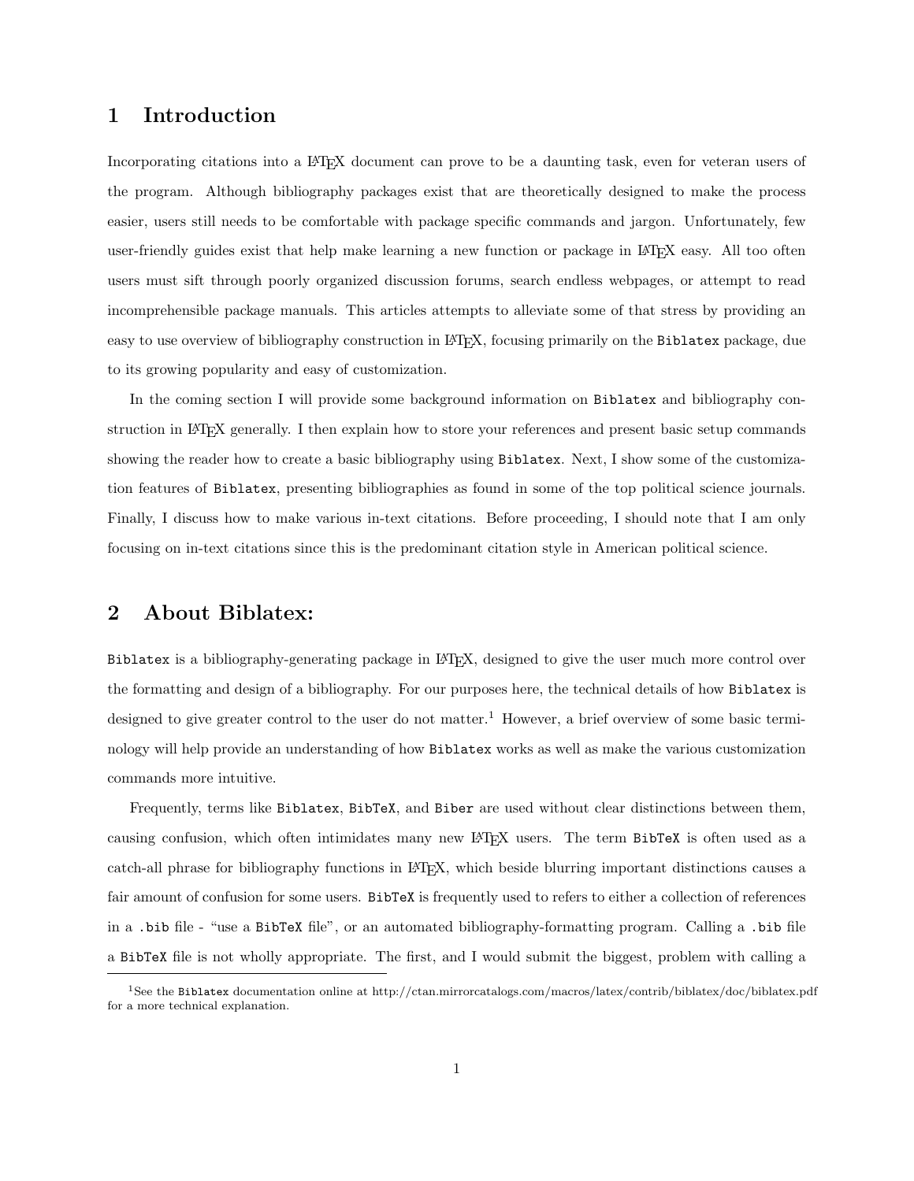# 1 Introduction

Incorporating citations into a LaTeX document can prove to be a daunting task, even for veteran users of the program. Although bibliography packages exist that are theoretically designed to make the process easier, users still needs to be comfortable with package specific commands and jargon. Unfortunately, few user-friendly guides exist that help make learning a new function or package in LaTeX easy. All too often users must sift through poorly organized discussion forums, search endless webpages, or attempt to read incomprehensible package manuals. This articles attempts to alleviate some of that stress by providing an easy to use overview of bibliography construction in LaTeX, focusing primarily on the `Biblatex` package, due to its growing popularity and easy of customization.

In the coming section I will provide some background information on `Biblatex` and bibliography construction in LaTeX generally. I then explain how to store your references and present basic setup commands showing the reader how to create a basic bibliography using `Biblatex`. Next, I show some of the customization features of `Biblatex`, presenting bibliographies as found in some of the top political science journals. Finally, I discuss how to make various in-text citations. Before proceeding, I should note that I am only focusing on in-text citations since this is the predominant citation style in American political science.

# 2 About Biblatex:

`Biblatex` is a bibliography-generating package in LaTeX, designed to give the user much more control over the formatting and design of a bibliography. For our purposes here, the technical details of how `Biblatex` is designed to give greater control to the user do not matter.[1] However, a brief overview of some basic terminology will help provide an understanding of how `Biblatex` works as well as make the various customization commands more intuitive.

Frequently, terms like `Biblatex`, `BibTeX`, and `Biber` are used without clear distinctions between them, causing confusion, which often intimidates many new LaTeX users. The term `BibTeX` is often used as a catch-all phrase for bibliography functions in LaTeX, which beside blurring important distinctions causes a fair amount of confusion for some users. `BibTeX` is frequently used to refers to either a collection of references in a `.bib` file - "use a `BibTeX` file", or an automated bibliography-formatting program. Calling a `.bib` file a `BibTeX` file is not wholly appropriate. The first, and I would submit the biggest, problem with calling a

[1] See the `Biblatex` documentation online at http://ctan.mirrorcatalogs.com/macros/latex/contrib/biblatex/doc/biblatex.pdf for a more technical explanation.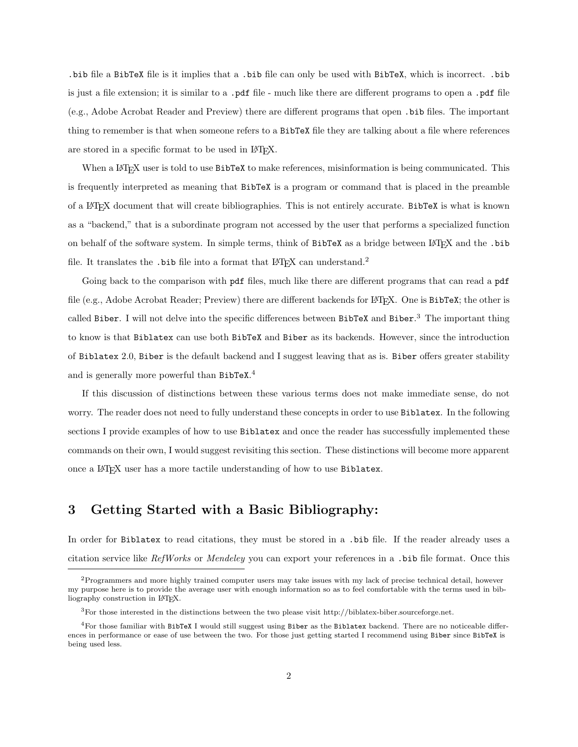.bib file a BibTeX file is it implies that a .bib file can only be used with BibTeX, which is incorrect. .bib is just a file extension; it is similar to a .pdf file - much like there are different programs to open a .pdf file (e.g., Adobe Acrobat Reader and Preview) there are different programs that open .bib files. The important thing to remember is that when someone refers to a BibTeX file they are talking about a file where references are stored in a specific format to be used in LaTeX.

When a LaTeX user is told to use BibTeX to make references, misinformation is being communicated. This is frequently interpreted as meaning that BibTeX is a program or command that is placed in the preamble of a LaTeX document that will create bibliographies. This is not entirely accurate. BibTeX is what is known as a "backend," that is a subordinate program not accessed by the user that performs a specialized function on behalf of the software system. In simple terms, think of BibTeX as a bridge between LaTeX and the .bib file. It translates the .bib file into a format that LaTeX can understand.[2]

Going back to the comparison with pdf files, much like there are different programs that can read a pdf file (e.g., Adobe Acrobat Reader; Preview) there are different backends for LaTeX. One is BibTeX; the other is called Biber. I will not delve into the specific differences between BibTeX and Biber.[3] The important thing to know is that Biblatex can use both BibTeX and Biber as its backends. However, since the introduction of Biblatex 2.0, Biber is the default backend and I suggest leaving that as is. Biber offers greater stability and is generally more powerful than BibTeX.[4]

If this discussion of distinctions between these various terms does not make immediate sense, do not worry. The reader does not need to fully understand these concepts in order to use Biblatex. In the following sections I provide examples of how to use Biblatex and once the reader has successfully implemented these commands on their own, I would suggest revisiting this section. These distinctions will become more apparent once a LaTeX user has a more tactile understanding of how to use Biblatex.

## 3 Getting Started with a Basic Bibliography:

In order for Biblatex to read citations, they must be stored in a .bib file. If the reader already uses a citation service like *RefWorks* or *Mendeley* you can export your references in a .bib file format. Once this

---

[2] Programmers and more highly trained computer users may take issues with my lack of precise technical detail, however my purpose here is to provide the average user with enough information so as to feel comfortable with the terms used in bibliography construction in LaTeX.

[3] For those interested in the distinctions between the two please visit http://biblatex-biber.sourceforge.net.

[4] For those familiar with BibTeX I would still suggest using Biber as the Biblatex backend. There are no noticeable differences in performance or ease of use between the two. For those just getting started I recommend using Biber since BibTeX is being used less.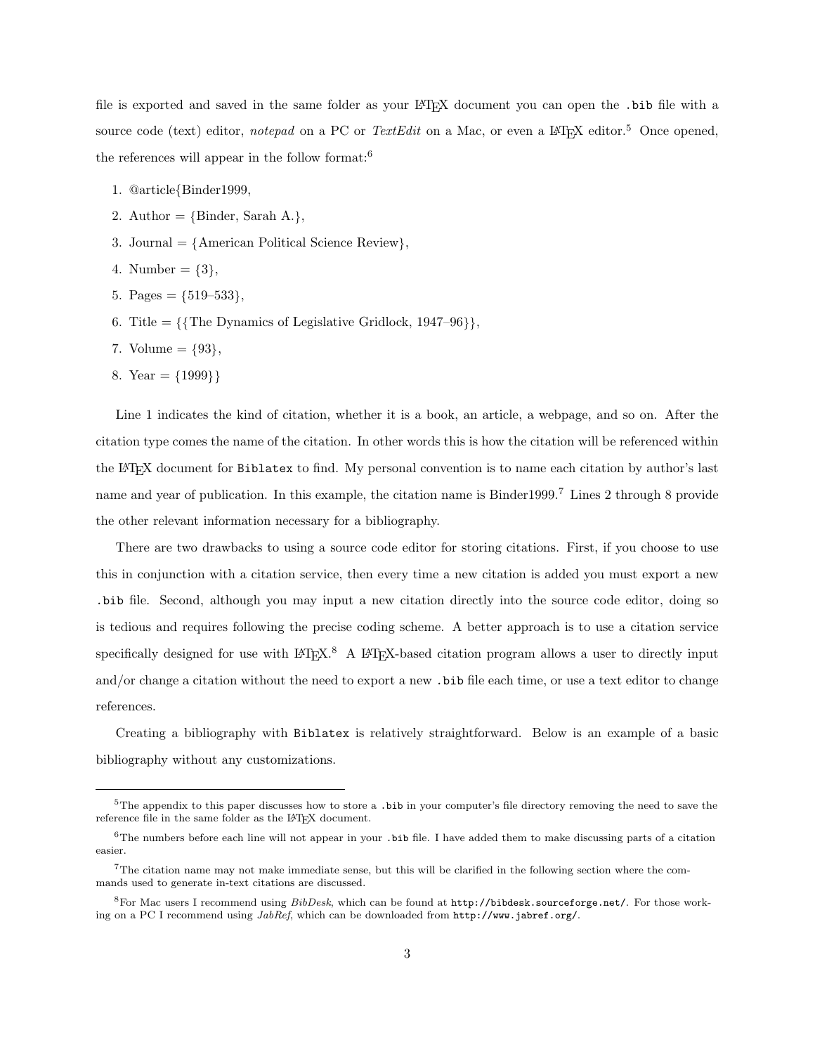file is exported and saved in the same folder as your LaTeX document you can open the `.bib` file with a source code (text) editor, *notepad* on a PC or *TextEdit* on a Mac, or even a LaTeX editor.[5] Once opened, the references will appear in the follow format:[6]

1. @article{Binder1999,
2. Author = {Binder, Sarah A.},
3. Journal = {American Political Science Review},
4. Number = {3},
5. Pages = {519–533},
6. Title = {{The Dynamics of Legislative Gridlock, 1947–96}},
7. Volume = {93},
8. Year = {1999}}

Line 1 indicates the kind of citation, whether it is a book, an article, a webpage, and so on. After the citation type comes the name of the citation. In other words this is how the citation will be referenced within the LaTeX document for `Biblatex` to find. My personal convention is to name each citation by author's last name and year of publication. In this example, the citation name is Binder1999.[7] Lines 2 through 8 provide the other relevant information necessary for a bibliography.

There are two drawbacks to using a source code editor for storing citations. First, if you choose to use this in conjunction with a citation service, then every time a new citation is added you must export a new `.bib` file. Second, although you may input a new citation directly into the source code editor, doing so is tedious and requires following the precise coding scheme. A better approach is to use a citation service specifically designed for use with LaTeX.[8] A LaTeX-based citation program allows a user to directly input and/or change a citation without the need to export a new `.bib` file each time, or use a text editor to change references.

Creating a bibliography with `Biblatex` is relatively straightforward. Below is an example of a basic bibliography without any customizations.

---

[5]The appendix to this paper discusses how to store a `.bib` in your computer's file directory removing the need to save the reference file in the same folder as the LaTeX document.

[6]The numbers before each line will not appear in your `.bib` file. I have added them to make discussing parts of a citation easier.

[7]The citation name may not make immediate sense, but this will be clarified in the following section where the commands used to generate in-text citations are discussed.

[8]For Mac users I recommend using *BibDesk*, which can be found at `http://bibdesk.sourceforge.net/`. For those working on a PC I recommend using *JabRef*, which can be downloaded from `http://www.jabref.org/`.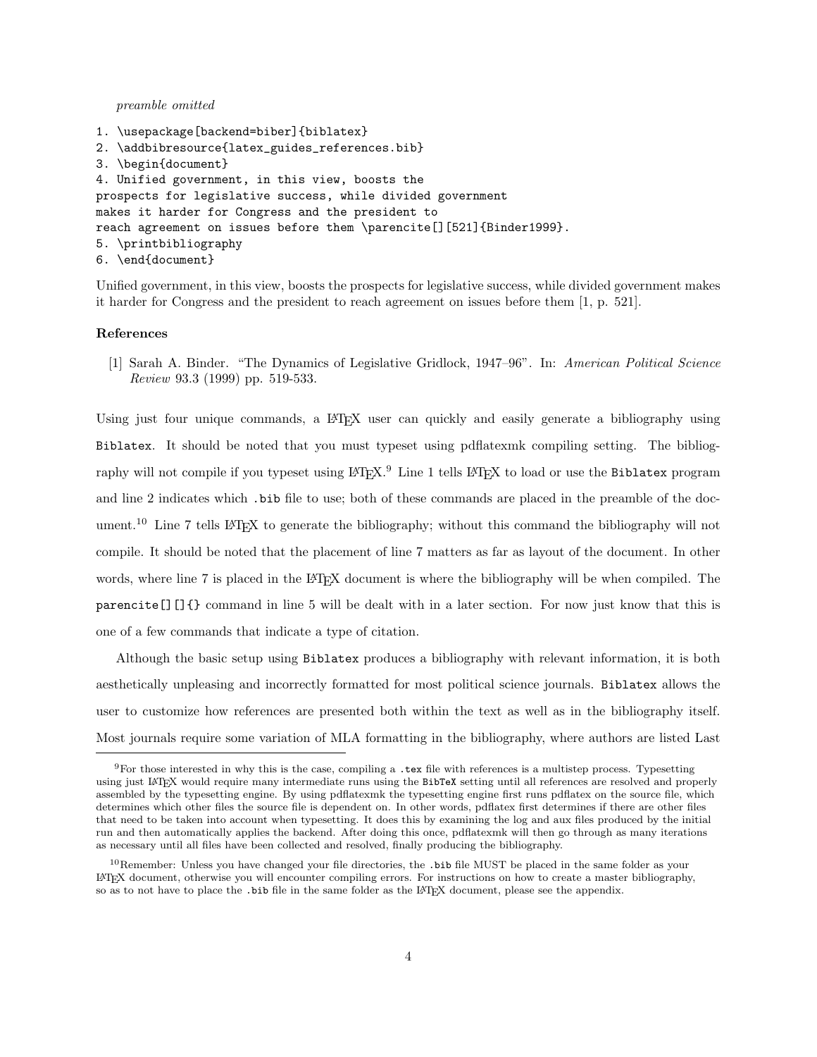*preamble omitted*

```
1. \usepackage[backend=biber]{biblatex}
2. \addbibresource{latex_guides_references.bib}
3. \begin{document}
4. Unified government, in this view, boosts the
prospects for legislative success, while divided government
makes it harder for Congress and the president to
reach agreement on issues before them \parencite[][521]{Binder1999}.
5. \printbibliography
6. \end{document}
```

Unified government, in this view, boosts the prospects for legislative success, while divided government makes it harder for Congress and the president to reach agreement on issues before them [1, p. 521].

**References**

[1] Sarah A. Binder. "The Dynamics of Legislative Gridlock, 1947–96". In: *American Political Science Review* 93.3 (1999) pp. 519-533.

Using just four unique commands, a LaTeX user can quickly and easily generate a bibliography using `Biblatex`. It should be noted that you must typeset using pdflatexmk compiling setting. The bibliography will not compile if you typeset using LaTeX.[9] Line 1 tells LaTeX to load or use the `Biblatex` program and line 2 indicates which `.bib` file to use; both of these commands are placed in the preamble of the document.[10] Line 7 tells LaTeX to generate the bibliography; without this command the bibliography will not compile. It should be noted that the placement of line 7 matters as far as layout of the document. In other words, where line 7 is placed in the LaTeX document is where the bibliography will be when compiled. The `parencite[][]{}` command in line 5 will be dealt with in a later section. For now just know that this is one of a few commands that indicate a type of citation.

Although the basic setup using `Biblatex` produces a bibliography with relevant information, it is both aesthetically unpleasing and incorrectly formatted for most political science journals. `Biblatex` allows the user to customize how references are presented both within the text as well as in the bibliography itself. Most journals require some variation of MLA formatting in the bibliography, where authors are listed Last

---

[9] For those interested in why this is the case, compiling a `.tex` file with references is a multistep process. Typesetting using just LaTeX would require many intermediate runs using the `BibTeX` setting until all references are resolved and properly assembled by the typesetting engine. By using pdflatexmk the typesetting engine first runs pdflatex on the source file, which determines which other files the source file is dependent on. In other words, pdflatex first determines if there are other files that need to be taken into account when typesetting. It does this by examining the log and aux files produced by the initial run and then automatically applies the backend. After doing this once, pdflatexmk will then go through as many iterations as necessary until all files have been collected and resolved, finally producing the bibliography.

[10] Remember: Unless you have changed your file directories, the `.bib` file MUST be placed in the same folder as your LaTeX document, otherwise you will encounter compiling errors. For instructions on how to create a master bibliography, so as to not have to place the `.bib` file in the same folder as the LaTeX document, please see the appendix.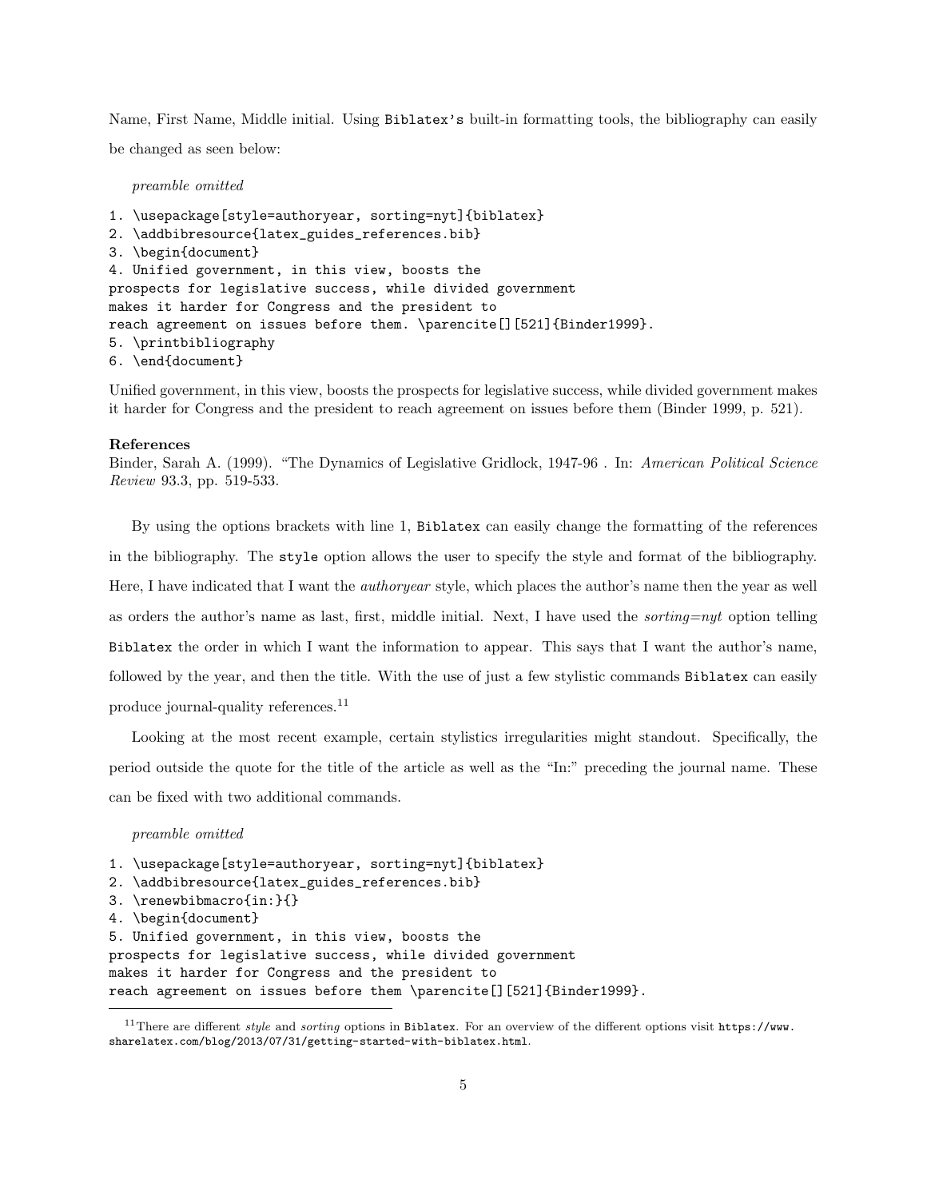Name, First Name, Middle initial. Using `Biblatex's` built-in formatting tools, the bibliography can easily be changed as seen below:

*preamble omitted*

```
1. \usepackage[style=authoryear, sorting=nyt]{biblatex}
2. \addbibresource{latex_guides_references.bib}
3. \begin{document}
4. Unified government, in this view, boosts the
prospects for legislative success, while divided government
makes it harder for Congress and the president to
reach agreement on issues before them. \parencite[][521]{Binder1999}.
5. \printbibliography
6. \end{document}
```

Unified government, in this view, boosts the prospects for legislative success, while divided government makes it harder for Congress and the president to reach agreement on issues before them (Binder 1999, p. 521).

**References**
Binder, Sarah A. (1999). "The Dynamics of Legislative Gridlock, 1947-96 . In: *American Political Science Review* 93.3, pp. 519-533.

By using the options brackets with line 1, `Biblatex` can easily change the formatting of the references in the bibliography. The `style` option allows the user to specify the style and format of the bibliography. Here, I have indicated that I want the *authoryear* style, which places the author's name then the year as well as orders the author's name as last, first, middle initial. Next, I have used the *sorting=nyt* option telling `Biblatex` the order in which I want the information to appear. This says that I want the author's name, followed by the year, and then the title. With the use of just a few stylistic commands `Biblatex` can easily produce journal-quality references.[11]

Looking at the most recent example, certain stylistics irregularities might standout. Specifically, the period outside the quote for the title of the article as well as the "In:" preceding the journal name. These can be fixed with two additional commands.

*preamble omitted*

```
1. \usepackage[style=authoryear, sorting=nyt]{biblatex}
2. \addbibresource{latex_guides_references.bib}
3. \renewbibmacro{in:}{}
4. \begin{document}
5. Unified government, in this view, boosts the
prospects for legislative success, while divided government
makes it harder for Congress and the president to
reach agreement on issues before them \parencite[][521]{Binder1999}.
```

[11] There are different *style* and *sorting* options in `Biblatex`. For an overview of the different options visit `https://www.sharelatex.com/blog/2013/07/31/getting-started-with-biblatex.html`.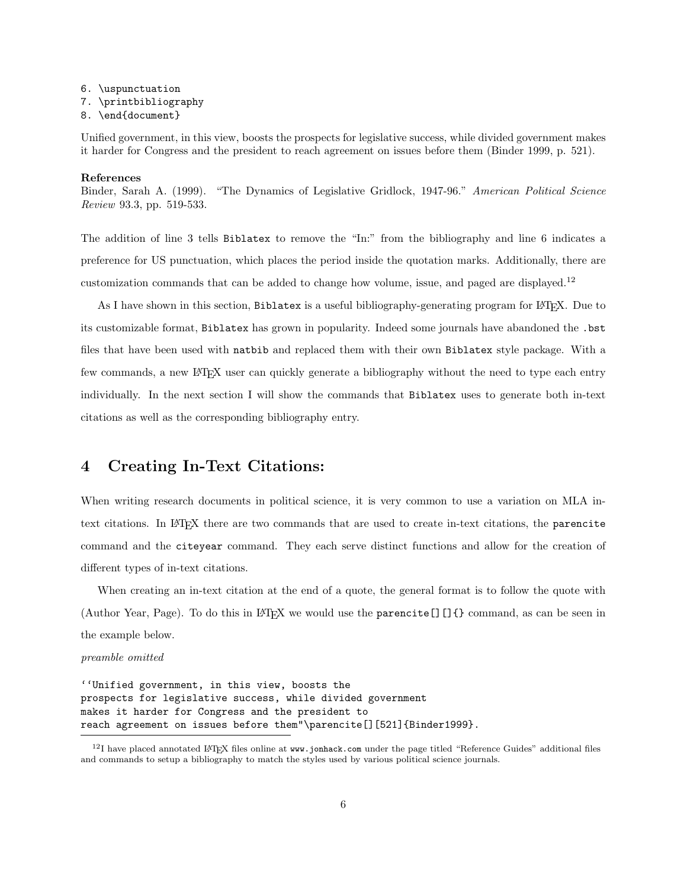```
6. \uspunctuation
7. \printbibliography
8. \end{document}
```

Unified government, in this view, boosts the prospects for legislative success, while divided government makes it harder for Congress and the president to reach agreement on issues before them (Binder 1999, p. 521).

**References**
Binder, Sarah A. (1999). "The Dynamics of Legislative Gridlock, 1947-96." *American Political Science Review* 93.3, pp. 519-533.

The addition of line 3 tells `Biblatex` to remove the "In:" from the bibliography and line 6 indicates a preference for US punctuation, which places the period inside the quotation marks. Additionally, there are customization commands that can be added to change how volume, issue, and paged are displayed.[12]

As I have shown in this section, `Biblatex` is a useful bibliography-generating program for LaTeX. Due to its customizable format, `Biblatex` has grown in popularity. Indeed some journals have abandoned the `.bst` files that have been used with `natbib` and replaced them with their own `Biblatex` style package. With a few commands, a new LaTeX user can quickly generate a bibliography without the need to type each entry individually. In the next section I will show the commands that `Biblatex` uses to generate both in-text citations as well as the corresponding bibliography entry.

## 4 Creating In-Text Citations:

When writing research documents in political science, it is very common to use a variation on MLA in-text citations. In LaTeX there are two commands that are used to create in-text citations, the `parencite` command and the `citeyear` command. They each serve distinct functions and allow for the creation of different types of in-text citations.

When creating an in-text citation at the end of a quote, the general format is to follow the quote with (Author Year, Page). To do this in LaTeX we would use the `parencite[][]{}` command, as can be seen in the example below.

*preamble omitted*

```
''Unified government, in this view, boosts the
prospects for legislative success, while divided government
makes it harder for Congress and the president to
reach agreement on issues before them"\parencite[][521]{Binder1999}.
```

[12] I have placed annotated LaTeX files online at `www.jonhack.com` under the page titled "Reference Guides" additional files and commands to setup a bibliography to match the styles used by various political science journals.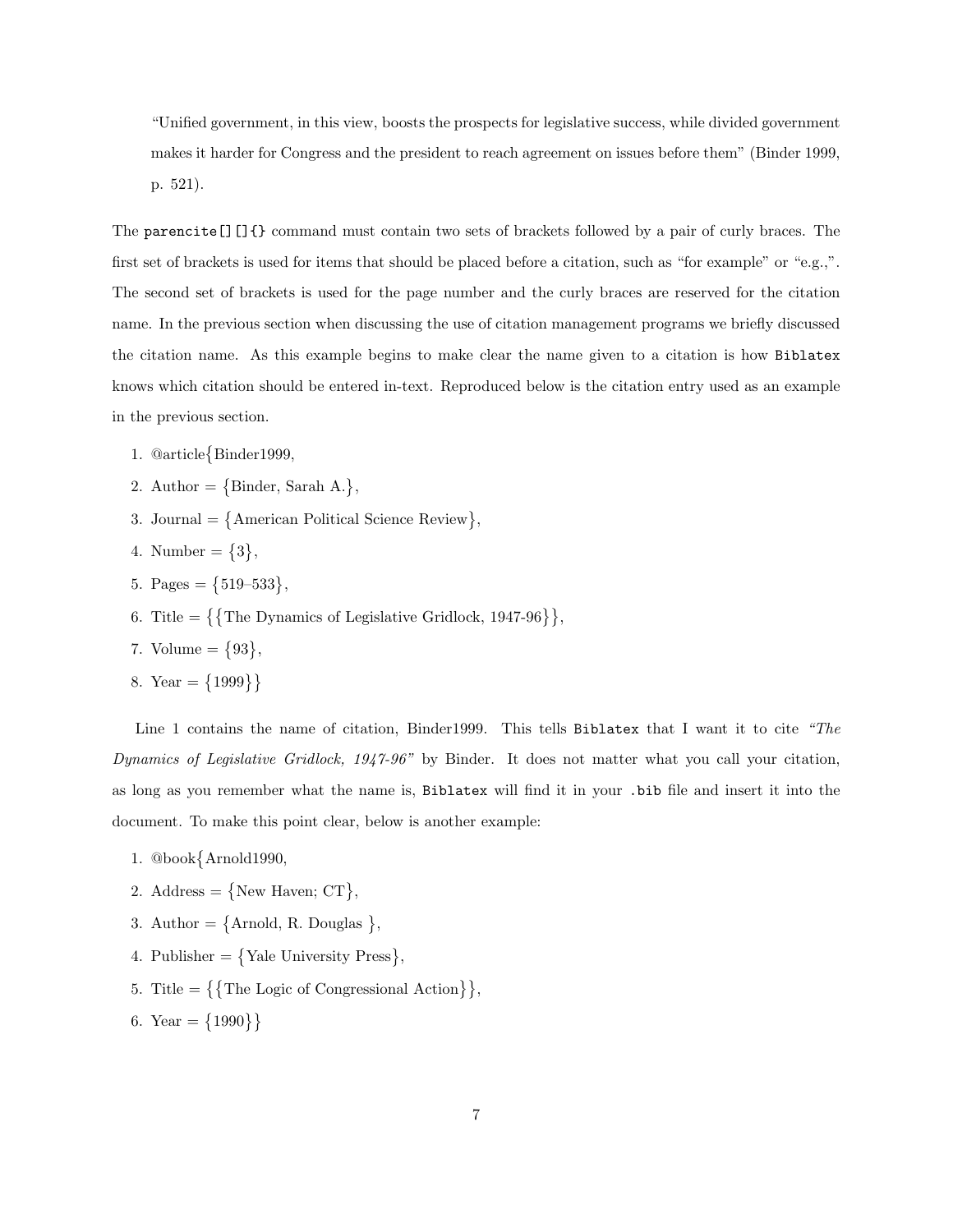> "Unified government, in this view, boosts the prospects for legislative success, while divided government makes it harder for Congress and the president to reach agreement on issues before them" (Binder 1999, p. 521).

The `parencite[][]{}` command must contain two sets of brackets followed by a pair of curly braces. The first set of brackets is used for items that should be placed before a citation, such as "for example" or "e.g.,". The second set of brackets is used for the page number and the curly braces are reserved for the citation name. In the previous section when discussing the use of citation management programs we briefly discussed the citation name. As this example begins to make clear the name given to a citation is how `Biblatex` knows which citation should be entered in-text. Reproduced below is the citation entry used as an example in the previous section.

1. @article{Binder1999,
2. Author = {Binder, Sarah A.},
3. Journal = {American Political Science Review},
4. Number = {3},
5. Pages = {519–533},
6. Title = {{The Dynamics of Legislative Gridlock, 1947-96}},
7. Volume = {93},
8. Year = {1999}}

Line 1 contains the name of citation, Binder1999. This tells `Biblatex` that I want it to cite *"The Dynamics of Legislative Gridlock, 1947-96"* by Binder. It does not matter what you call your citation, as long as you remember what the name is, `Biblatex` will find it in your `.bib` file and insert it into the document. To make this point clear, below is another example:

1. @book{Arnold1990,
2. Address = {New Haven; CT},
3. Author = {Arnold, R. Douglas },
4. Publisher = {Yale University Press},
5. Title = {{The Logic of Congressional Action}},
6. Year = {1990}}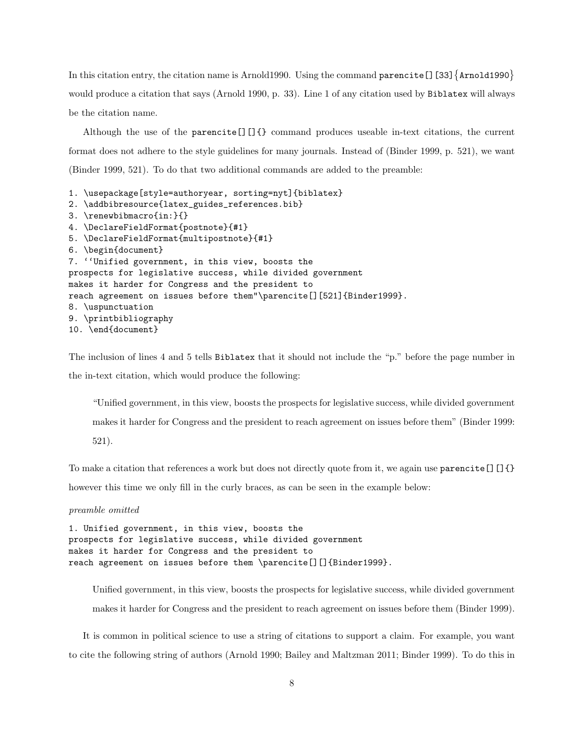In this citation entry, the citation name is Arnold1990. Using the command `parencite[][33]{Arnold1990}` would produce a citation that says (Arnold 1990, p. 33). Line 1 of any citation used by `Biblatex` will always be the citation name.

Although the use of the `parencite[][]{}` command produces useable in-text citations, the current format does not adhere to the style guidelines for many journals. Instead of (Binder 1999, p. 521), we want (Binder 1999, 521). To do that two additional commands are added to the preamble:

```
1. \usepackage[style=authoryear, sorting=nyt]{biblatex}
2. \addbibresource{latex_guides_references.bib}
3. \renewbibmacro{in:}{}
4. \DeclareFieldFormat{postnote}{#1}
5. \DeclareFieldFormat{multipostnote}{#1}
6. \begin{document}
7. ``Unified government, in this view, boosts the
prospects for legislative success, while divided government
makes it harder for Congress and the president to
reach agreement on issues before them"\parencite[][521]{Binder1999}.
8. \uspunctuation
9. \printbibliography
10. \end{document}
```

The inclusion of lines 4 and 5 tells `Biblatex` that it should not include the "p." before the page number in the in-text citation, which would produce the following:

> "Unified government, in this view, boosts the prospects for legislative success, while divided government makes it harder for Congress and the president to reach agreement on issues before them" (Binder 1999: 521).

To make a citation that references a work but does not directly quote from it, we again use `parencite[][]{}` however this time we only fill in the curly braces, as can be seen in the example below:

*preamble omitted*

```
1. Unified government, in this view, boosts the
prospects for legislative success, while divided government
makes it harder for Congress and the president to
reach agreement on issues before them \parencite[][]{Binder1999}.
```

> Unified government, in this view, boosts the prospects for legislative success, while divided government makes it harder for Congress and the president to reach agreement on issues before them (Binder 1999).

It is common in political science to use a string of citations to support a claim. For example, you want to cite the following string of authors (Arnold 1990; Bailey and Maltzman 2011; Binder 1999). To do this in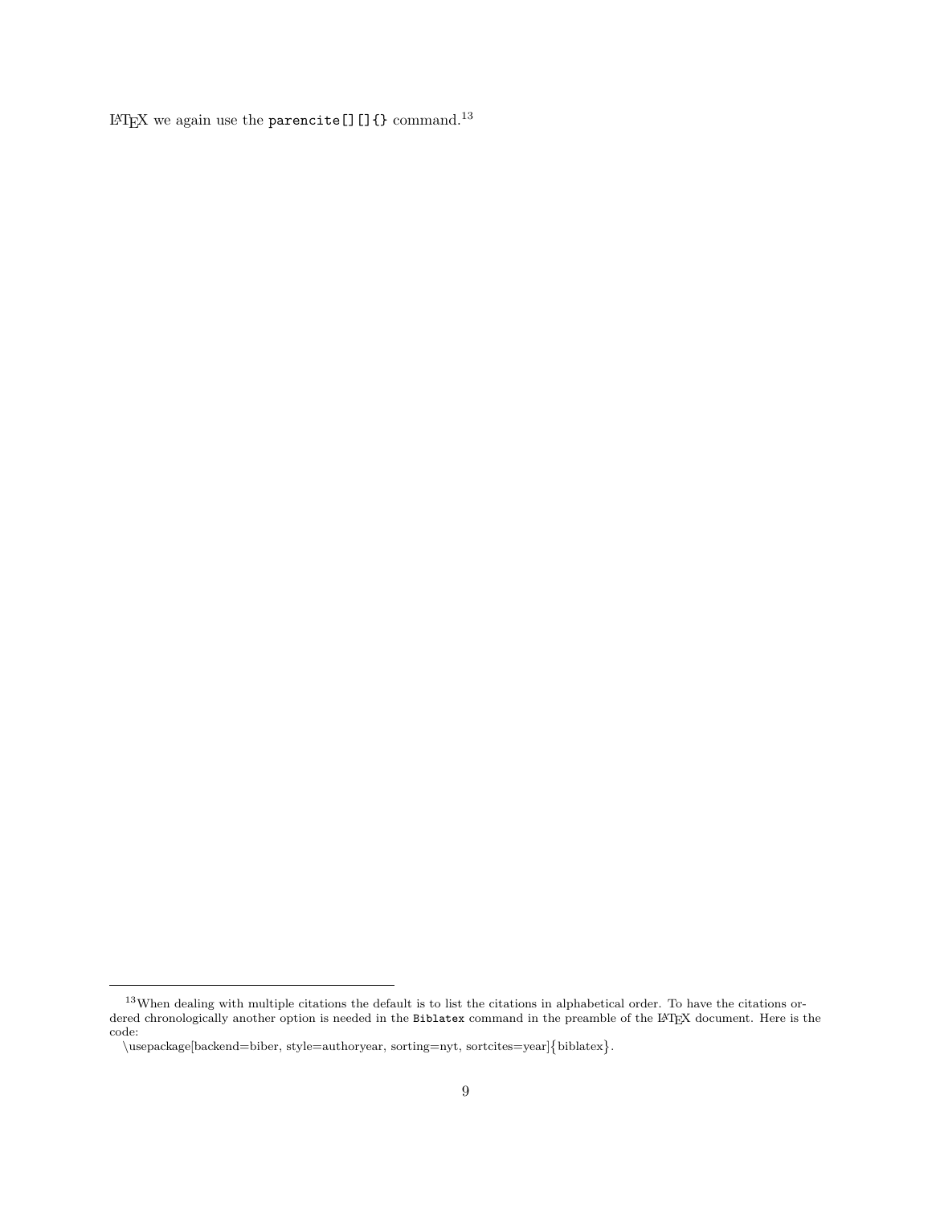LaTeX we again use the `parencite[][]{}` command.[13]

[13]When dealing with multiple citations the default is to list the citations in alphabetical order. To have the citations ordered chronologically another option is needed in the `Biblatex` command in the preamble of the LaTeX document. Here is the code:
\usepackage[backend=biber, style=authoryear, sorting=nyt, sortcites=year]{biblatex}.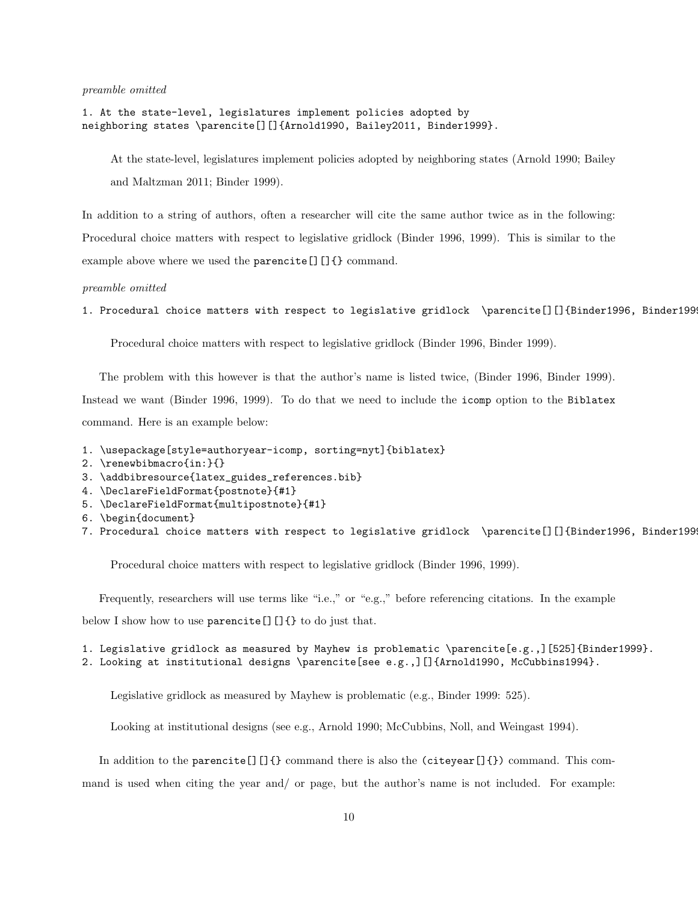*preamble omitted*

```
1. At the state-level, legislatures implement policies adopted by
neighboring states \parencite[][]{Arnold1990, Bailey2011, Binder1999}.
```

At the state-level, legislatures implement policies adopted by neighboring states (Arnold 1990; Bailey and Maltzman 2011; Binder 1999).

In addition to a string of authors, often a researcher will cite the same author twice as in the following: Procedural choice matters with respect to legislative gridlock (Binder 1996, 1999). This is similar to the example above where we used the `parencite[][]{}` command.

*preamble omitted*

```
1. Procedural choice matters with respect to legislative gridlock  \parencite[][]{Binder1996, Binder1999
```

Procedural choice matters with respect to legislative gridlock (Binder 1996, Binder 1999).

The problem with this however is that the author's name is listed twice, (Binder 1996, Binder 1999). Instead we want (Binder 1996, 1999). To do that we need to include the `icomp` option to the `Biblatex` command. Here is an example below:

```
1. \usepackage[style=authoryear-icomp, sorting=nyt]{biblatex}
2. \renewbibmacro{in:}{}
3. \addbibresource{latex_guides_references.bib}
4. \DeclareFieldFormat{postnote}{#1}
5. \DeclareFieldFormat{multipostnote}{#1}
6. \begin{document}
7. Procedural choice matters with respect to legislative gridlock  \parencite[][]{Binder1996, Binder1999
```

Procedural choice matters with respect to legislative gridlock (Binder 1996, 1999).

Frequently, researchers will use terms like "i.e.," or "e.g.," before referencing citations. In the example below I show how to use `parencite[][]{}` to do just that.

```
1. Legislative gridlock as measured by Mayhew is problematic \parencite[e.g.,][525]{Binder1999}.
2. Looking at institutional designs \parencite[see e.g.,][]{Arnold1990, McCubbins1994}.
```

Legislative gridlock as measured by Mayhew is problematic (e.g., Binder 1999: 525).

Looking at institutional designs (see e.g., Arnold 1990; McCubbins, Noll, and Weingast 1994).

In addition to the `parencite[][]{}` command there is also the (`citeyear[]{}`) command. This command is used when citing the year and/ or page, but the author's name is not included. For example: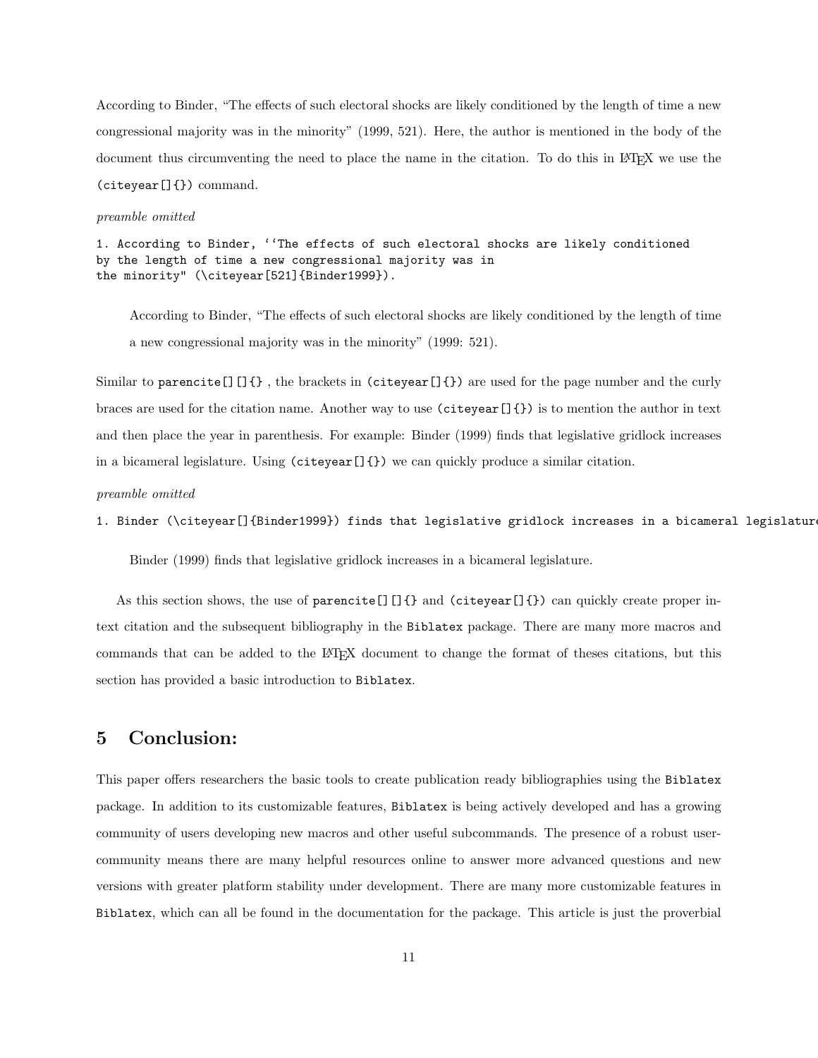According to Binder, "The effects of such electoral shocks are likely conditioned by the length of time a new congressional majority was in the minority" (1999, 521). Here, the author is mentioned in the body of the document thus circumventing the need to place the name in the citation. To do this in LaTeX we use the `(citeyear[]{})` command.

*preamble omitted*

```
1. According to Binder, ''The effects of such electoral shocks are likely conditioned
by the length of time a new congressional majority was in
the minority" (\citeyear[521]{Binder1999}).
```

> According to Binder, "The effects of such electoral shocks are likely conditioned by the length of time a new congressional majority was in the minority" (1999: 521).

Similar to `parencite[][]{}` , the brackets in `(citeyear[]{})` are used for the page number and the curly braces are used for the citation name. Another way to use `(citeyear[]{})` is to mention the author in text and then place the year in parenthesis. For example: Binder (1999) finds that legislative gridlock increases in a bicameral legislature. Using `(citeyear[]{})` we can quickly produce a similar citation.

*preamble omitted*

```
1. Binder (\citeyear[]{Binder1999}) finds that legislative gridlock increases in a bicameral legislature
```

> Binder (1999) finds that legislative gridlock increases in a bicameral legislature.

As this section shows, the use of `parencite[][]{}` and `(citeyear[]{})` can quickly create proper in-text citation and the subsequent bibliography in the `Biblatex` package. There are many more macros and commands that can be added to the LaTeX document to change the format of theses citations, but this section has provided a basic introduction to `Biblatex`.

# 5 Conclusion:

This paper offers researchers the basic tools to create publication ready bibliographies using the `Biblatex` package. In addition to its customizable features, `Biblatex` is being actively developed and has a growing community of users developing new macros and other useful subcommands. The presence of a robust user-community means there are many helpful resources online to answer more advanced questions and new versions with greater platform stability under development. There are many more customizable features in `Biblatex`, which can all be found in the documentation for the package. This article is just the proverbial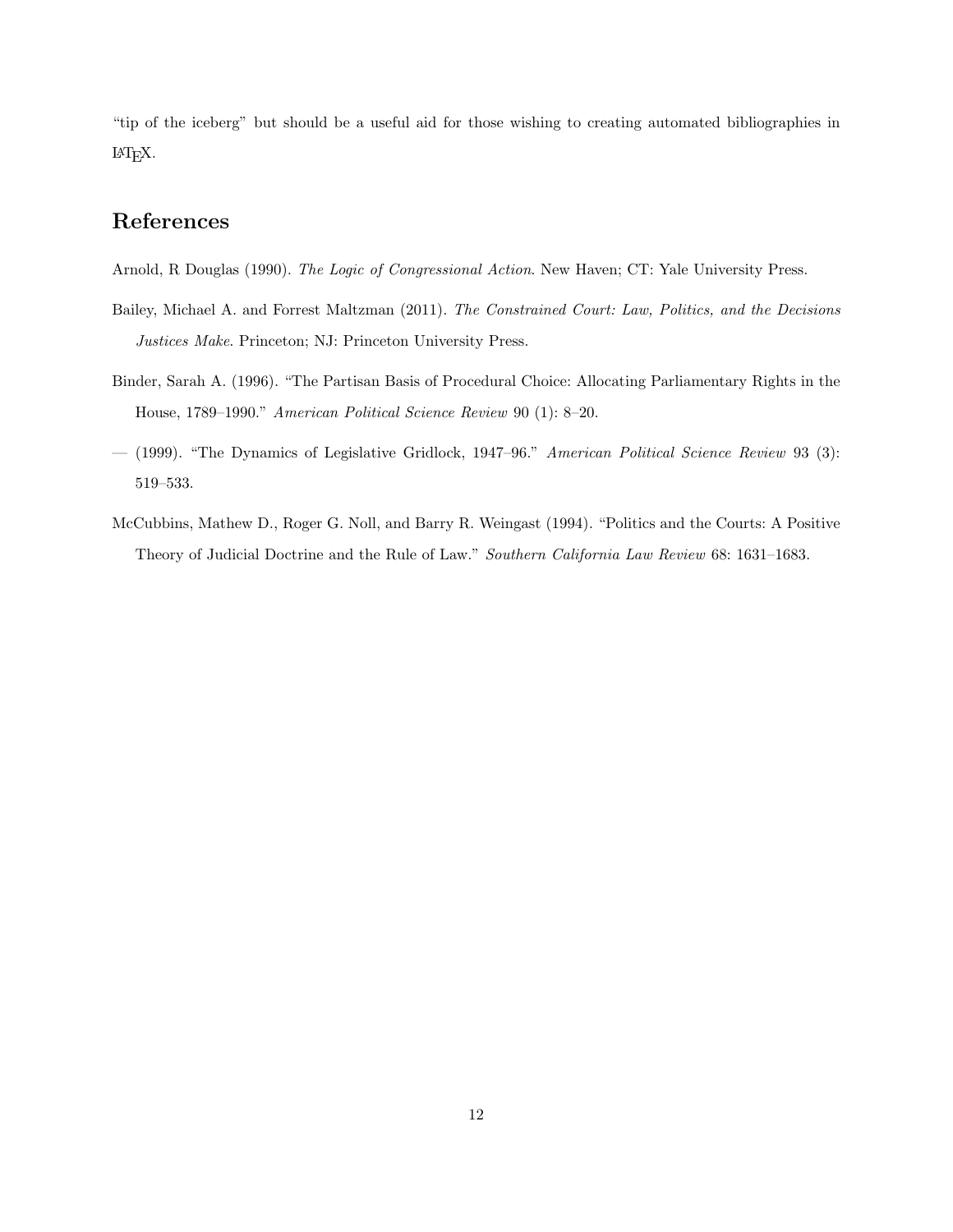"tip of the iceberg" but should be a useful aid for those wishing to creating automated bibliographies in LaTeX.

## References

Arnold, R Douglas (1990). *The Logic of Congressional Action*. New Haven; CT: Yale University Press.

Bailey, Michael A. and Forrest Maltzman (2011). *The Constrained Court: Law, Politics, and the Decisions Justices Make*. Princeton; NJ: Princeton University Press.

Binder, Sarah A. (1996). "The Partisan Basis of Procedural Choice: Allocating Parliamentary Rights in the House, 1789–1990." *American Political Science Review* 90 (1): 8–20.

— (1999). "The Dynamics of Legislative Gridlock, 1947–96." *American Political Science Review* 93 (3): 519–533.

McCubbins, Mathew D., Roger G. Noll, and Barry R. Weingast (1994). "Politics and the Courts: A Positive Theory of Judicial Doctrine and the Rule of Law." *Southern California Law Review* 68: 1631–1683.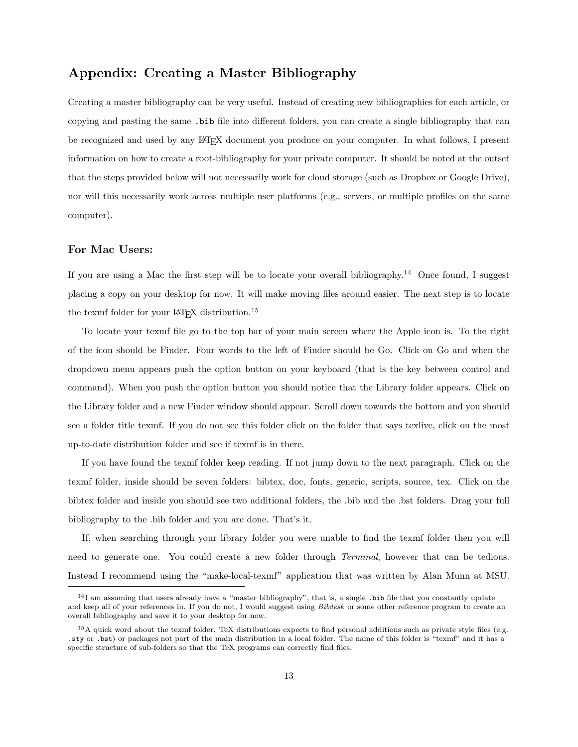## Appendix: Creating a Master Bibliography

Creating a master bibliography can be very useful. Instead of creating new bibliographies for each article, or copying and pasting the same `.bib` file into different folders, you can create a single bibliography that can be recognized and used by any LaTeX document you produce on your computer. In what follows, I present information on how to create a root-bibliography for your private computer. It should be noted at the outset that the steps provided below will not necessarily work for cloud storage (such as Dropbox or Google Drive), nor will this necessarily work across multiple user platforms (e.g., servers, or multiple profiles on the same computer).

### For Mac Users:

If you are using a Mac the first step will be to locate your overall bibliography.[14] Once found, I suggest placing a copy on your desktop for now. It will make moving files around easier. The next step is to locate the texmf folder for your LaTeX distribution.[15]

To locate your texmf file go to the top bar of your main screen where the Apple icon is. To the right of the icon should be Finder. Four words to the left of Finder should be Go. Click on Go and when the dropdown menu appears push the option button on your keyboard (that is the key between control and command). When you push the option button you should notice that the Library folder appears. Click on the Library folder and a new Finder window should appear. Scroll down towards the bottom and you should see a folder title texmf. If you do not see this folder click on the folder that says texlive, click on the most up-to-date distribution folder and see if texmf is in there.

If you have found the texmf folder keep reading. If not jump down to the next paragraph. Click on the texmf folder, inside should be seven folders: bibtex, doc, fonts, generic, scripts, source, tex. Click on the bibtex folder and inside you should see two additional folders, the .bib and the .bst folders. Drag your full bibliography to the .bib folder and you are done. That's it.

If, when searching through your library folder you were unable to find the texmf folder then you will need to generate one. You could create a new folder through *Terminal*, however that can be tedious. Instead I recommend using the "make-local-texmf" application that was written by Alan Munn at MSU.

---

[14] I am assuming that users already have a "master bibliography", that is, a single `.bib` file that you constantly update and keep all of your references in. If you do not, I would suggest using *Bibdesk* or some other reference program to create an overall bibliography and save it to your desktop for now.

[15] A quick word about the texmf folder. TeX distributions expects to find personal additions such as private style files (e.g. `.sty` or `.bst`) or packages not part of the main distribution in a local folder. The name of this folder is "texmf" and it has a specific structure of sub-folders so that the TeX programs can correctly find files.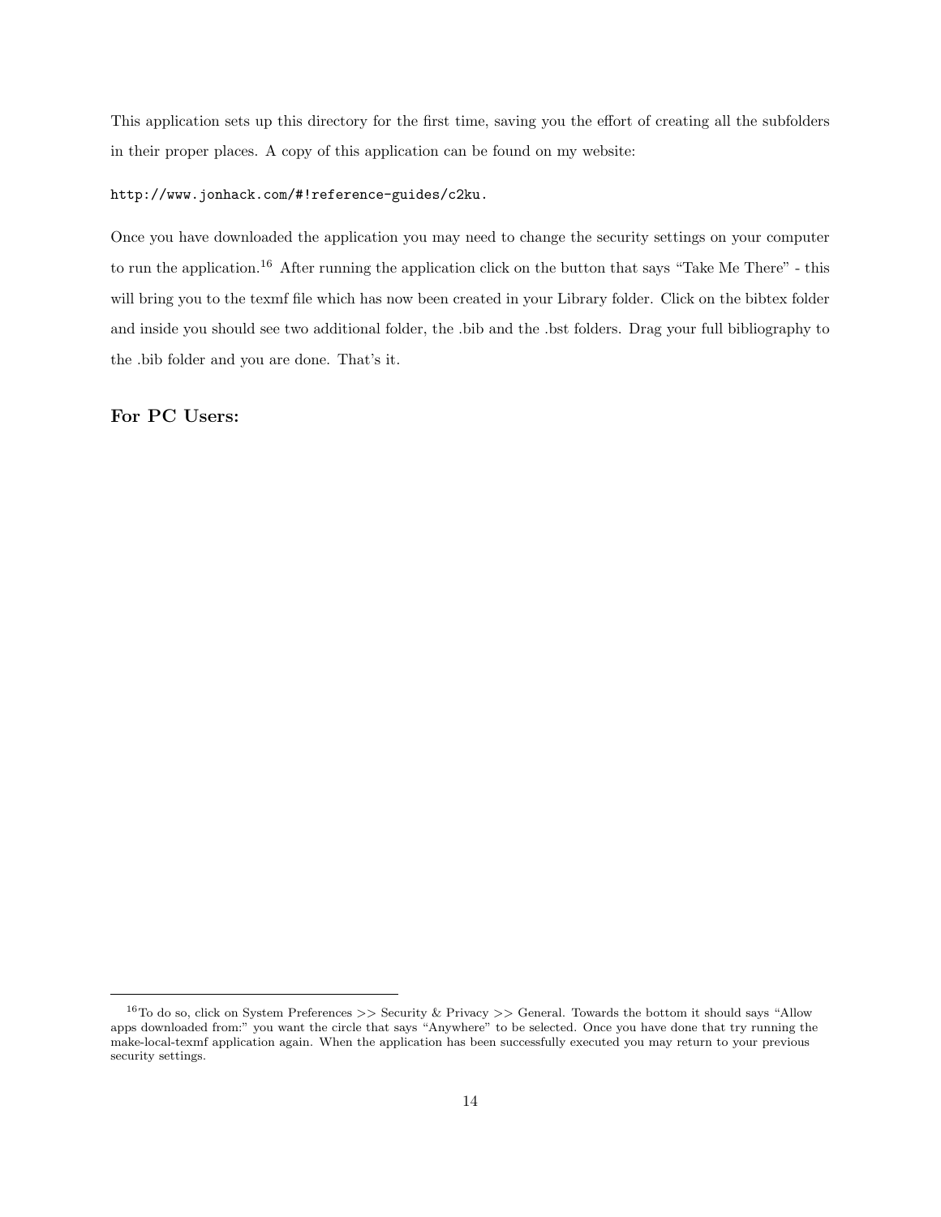This application sets up this directory for the first time, saving you the effort of creating all the subfolders in their proper places. A copy of this application can be found on my website:

`http://www.jonhack.com/#!reference-guides/c2ku.`

Once you have downloaded the application you may need to change the security settings on your computer to run the application.[16] After running the application click on the button that says "Take Me There" - this will bring you to the texmf file which has now been created in your Library folder. Click on the bibtex folder and inside you should see two additional folder, the .bib and the .bst folders. Drag your full bibliography to the .bib folder and you are done. That's it.

### For PC Users:

[16] To do so, click on System Preferences >> Security & Privacy >> General. Towards the bottom it should says "Allow apps downloaded from:" you want the circle that says "Anywhere" to be selected. Once you have done that try running the make-local-texmf application again. When the application has been successfully executed you may return to your previous security settings.